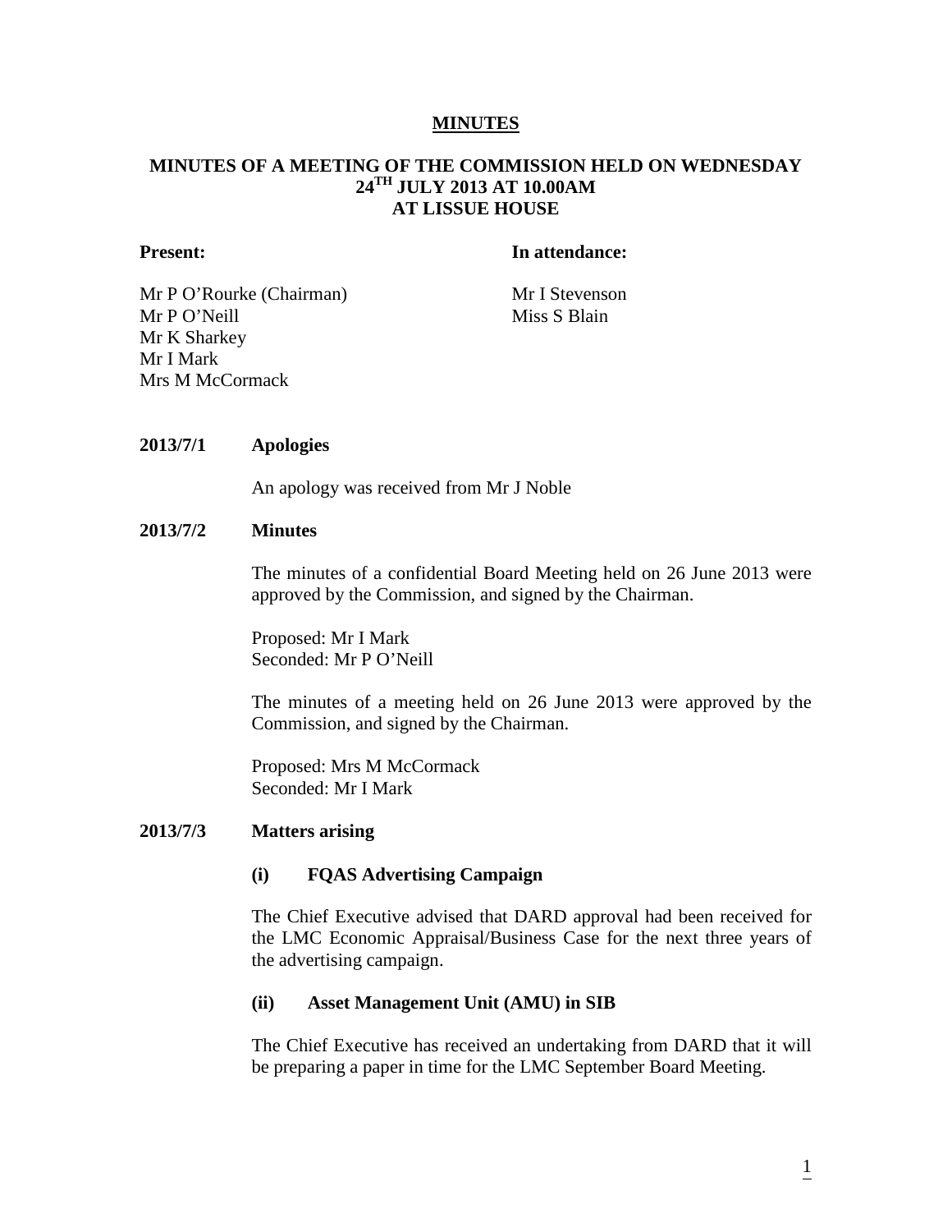# MINUTES

## MINUTES OF A MEETING OF THE COMMISSION HELD ON WEDNESDAY 24TH JULY 2013 AT 10.00AM AT LISSUE HOUSE

**Present:**

Mr P O'Rourke (Chairman)
Mr P O'Neill
Mr K Sharkey
Mr I Mark
Mrs M McCormack

**In attendance:**

Mr I Stevenson
Miss S Blain

**2013/7/1 Apologies**

An apology was received from Mr J Noble

**2013/7/2 Minutes**

The minutes of a confidential Board Meeting held on 26 June 2013 were approved by the Commission, and signed by the Chairman.

Proposed: Mr I Mark
Seconded: Mr P O'Neill

The minutes of a meeting held on 26 June 2013 were approved by the Commission, and signed by the Chairman.

Proposed: Mrs M McCormack
Seconded: Mr I Mark

**2013/7/3 Matters arising**

**(i) FQAS Advertising Campaign**

The Chief Executive advised that DARD approval had been received for the LMC Economic Appraisal/Business Case for the next three years of the advertising campaign.

**(ii) Asset Management Unit (AMU) in SIB**

The Chief Executive has received an undertaking from DARD that it will be preparing a paper in time for the LMC September Board Meeting.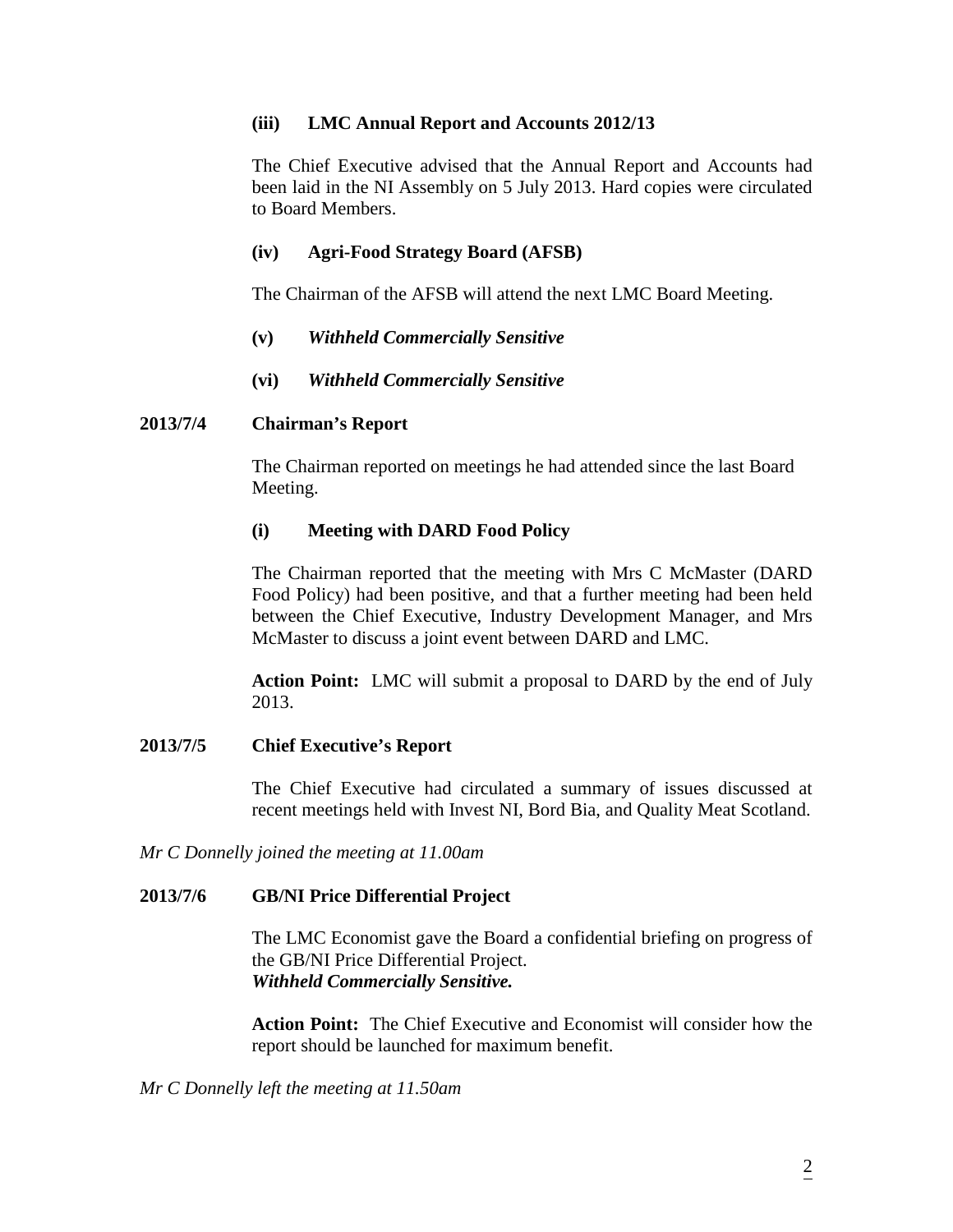### (iii) LMC Annual Report and Accounts 2012/13

The Chief Executive advised that the Annual Report and Accounts had been laid in the NI Assembly on 5 July 2013. Hard copies were circulated to Board Members.

### (iv) Agri-Food Strategy Board (AFSB)

The Chairman of the AFSB will attend the next LMC Board Meeting.

### (v) *Withheld Commercially Sensitive*

### (vi) *Withheld Commercially Sensitive*

## 2013/7/4 Chairman's Report

The Chairman reported on meetings he had attended since the last Board Meeting.

### (i) Meeting with DARD Food Policy

The Chairman reported that the meeting with Mrs C McMaster (DARD Food Policy) had been positive, and that a further meeting had been held between the Chief Executive, Industry Development Manager, and Mrs McMaster to discuss a joint event between DARD and LMC.

**Action Point:** LMC will submit a proposal to DARD by the end of July 2013.

## 2013/7/5 Chief Executive's Report

The Chief Executive had circulated a summary of issues discussed at recent meetings held with Invest NI, Bord Bia, and Quality Meat Scotland.

*Mr C Donnelly joined the meeting at 11.00am*

## 2013/7/6 GB/NI Price Differential Project

The LMC Economist gave the Board a confidential briefing on progress of the GB/NI Price Differential Project.
***Withheld Commercially Sensitive.***

**Action Point:** The Chief Executive and Economist will consider how the report should be launched for maximum benefit.

*Mr C Donnelly left the meeting at 11.50am*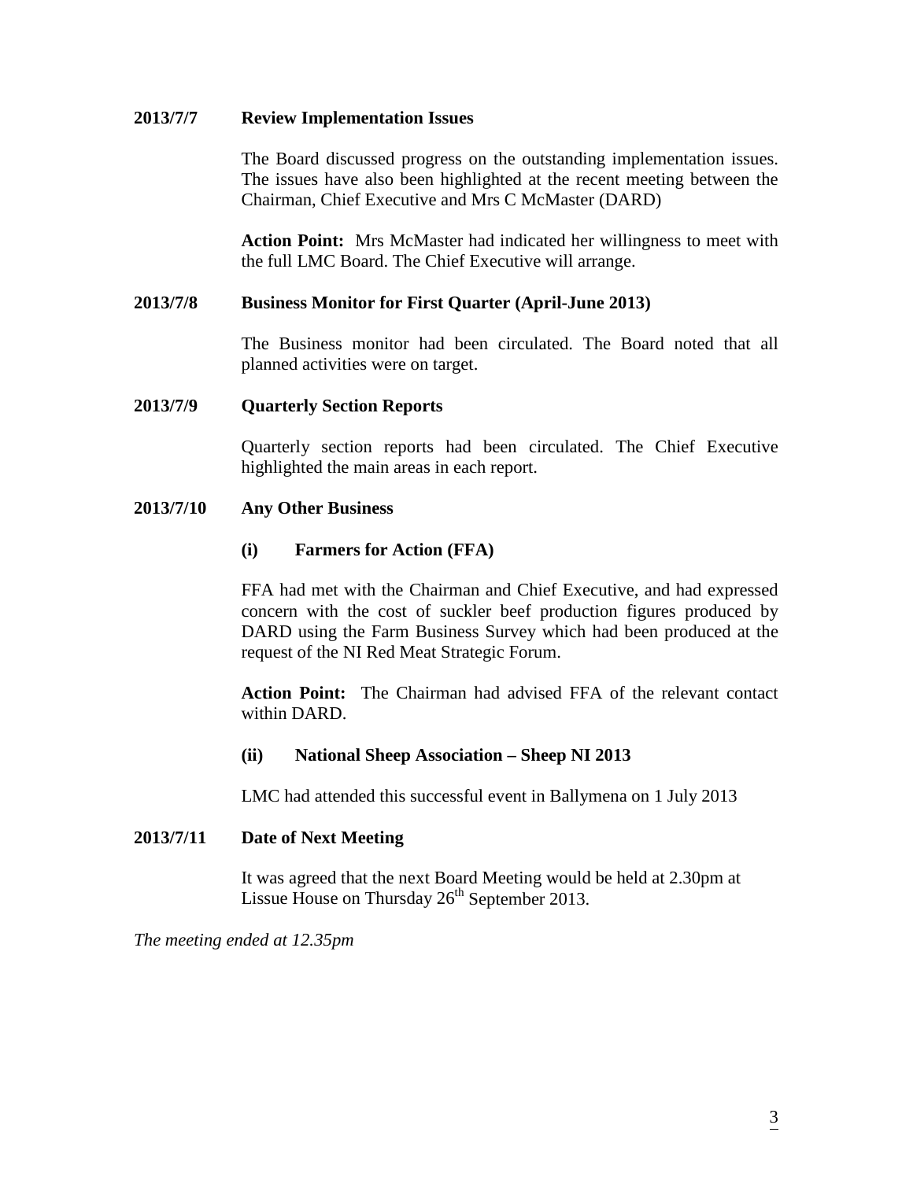**2013/7/7 Review Implementation Issues**

The Board discussed progress on the outstanding implementation issues. The issues have also been highlighted at the recent meeting between the Chairman, Chief Executive and Mrs C McMaster (DARD)

**Action Point:** Mrs McMaster had indicated her willingness to meet with the full LMC Board. The Chief Executive will arrange.

**2013/7/8 Business Monitor for First Quarter (April-June 2013)**

The Business monitor had been circulated. The Board noted that all planned activities were on target.

**2013/7/9 Quarterly Section Reports**

Quarterly section reports had been circulated. The Chief Executive highlighted the main areas in each report.

**2013/7/10 Any Other Business**

**(i) Farmers for Action (FFA)**

FFA had met with the Chairman and Chief Executive, and had expressed concern with the cost of suckler beef production figures produced by DARD using the Farm Business Survey which had been produced at the request of the NI Red Meat Strategic Forum.

**Action Point:** The Chairman had advised FFA of the relevant contact within DARD.

**(ii) National Sheep Association – Sheep NI 2013**

LMC had attended this successful event in Ballymena on 1 July 2013

**2013/7/11 Date of Next Meeting**

It was agreed that the next Board Meeting would be held at 2.30pm at Lissue House on Thursday 26th September 2013.

*The meeting ended at 12.35pm*